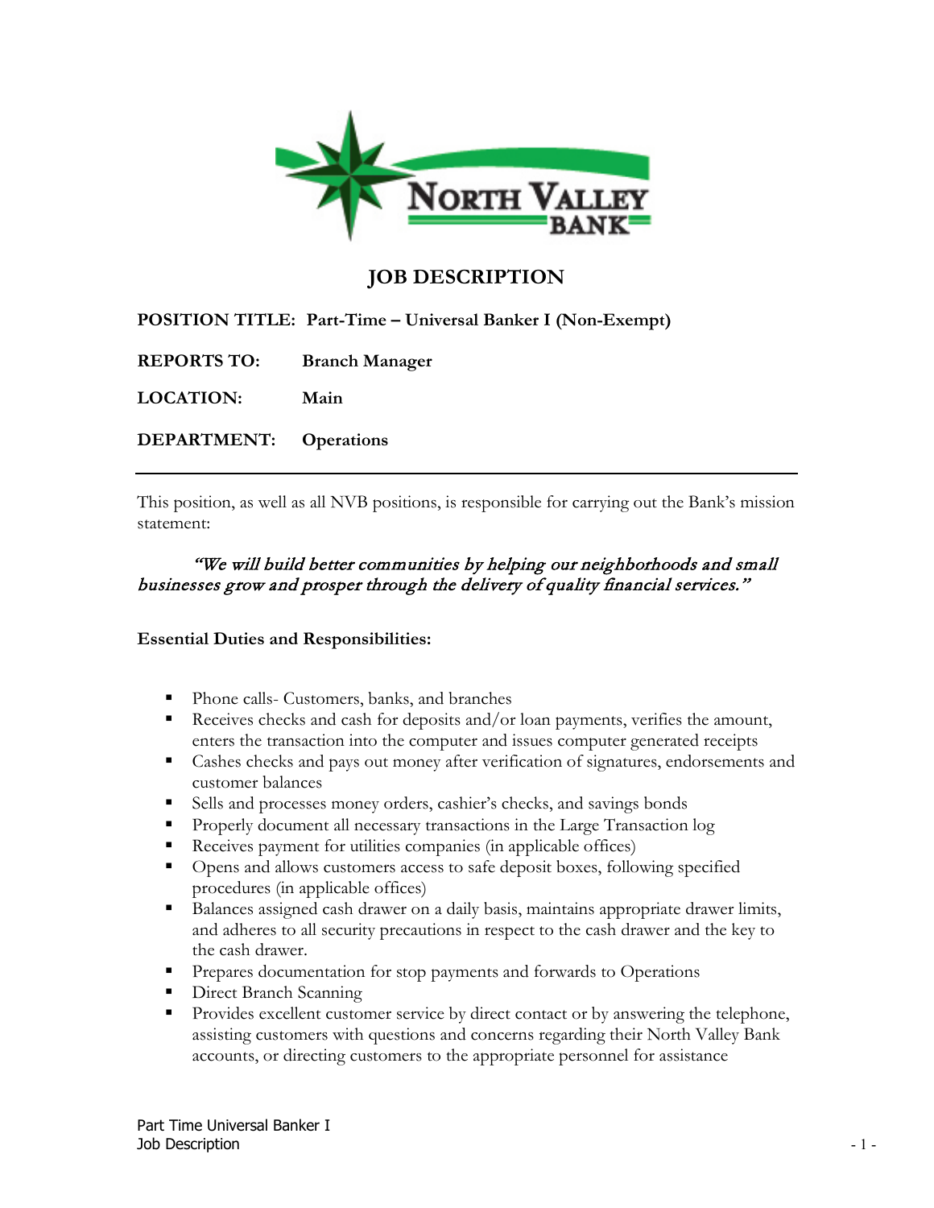# JOB DESCRIPTION

**POSITION TITLE: Part-Time – Universal Banker I (Non-Exempt)**

**REPORTS TO: Branch Manager**

**LOCATION: Main**

**DEPARTMENT: Operations**

---

This position, as well as all NVB positions, is responsible for carrying out the Bank's mission statement:

*"We will build better communities by helping our neighborhoods and small businesses grow and prosper through the delivery of quality financial services."*

**Essential Duties and Responsibilities:**

- Phone calls- Customers, banks, and branches
- Receives checks and cash for deposits and/or loan payments, verifies the amount, enters the transaction into the computer and issues computer generated receipts
- Cashes checks and pays out money after verification of signatures, endorsements and customer balances
- Sells and processes money orders, cashier's checks, and savings bonds
- Properly document all necessary transactions in the Large Transaction log
- Receives payment for utilities companies (in applicable offices)
- Opens and allows customers access to safe deposit boxes, following specified procedures (in applicable offices)
- Balances assigned cash drawer on a daily basis, maintains appropriate drawer limits, and adheres to all security precautions in respect to the cash drawer and the key to the cash drawer.
- Prepares documentation for stop payments and forwards to Operations
- Direct Branch Scanning
- Provides excellent customer service by direct contact or by answering the telephone, assisting customers with questions and concerns regarding their North Valley Bank accounts, or directing customers to the appropriate personnel for assistance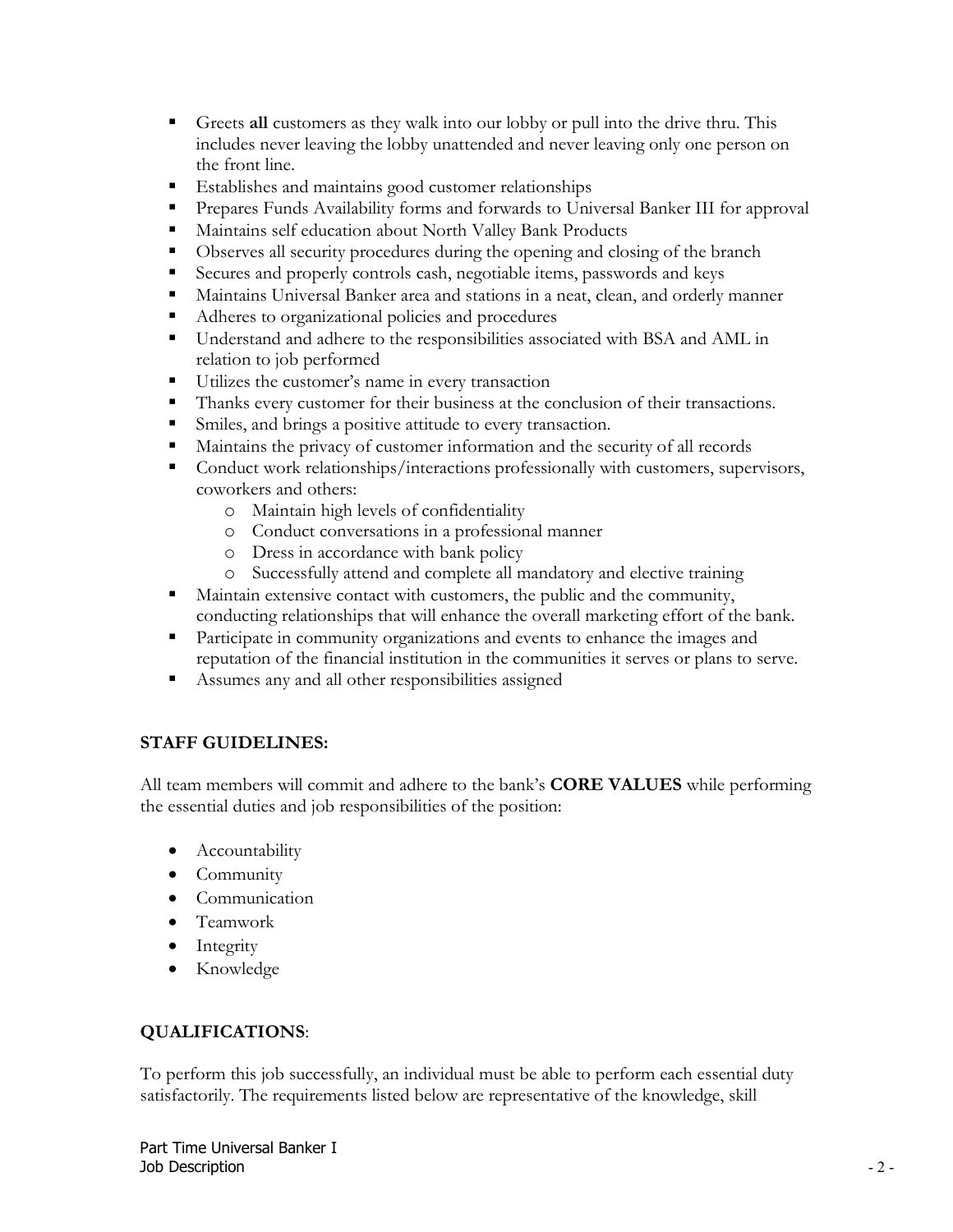- Greets **all** customers as they walk into our lobby or pull into the drive thru. This includes never leaving the lobby unattended and never leaving only one person on the front line.
- Establishes and maintains good customer relationships
- Prepares Funds Availability forms and forwards to Universal Banker III for approval
- Maintains self education about North Valley Bank Products
- Observes all security procedures during the opening and closing of the branch
- Secures and properly controls cash, negotiable items, passwords and keys
- Maintains Universal Banker area and stations in a neat, clean, and orderly manner
- Adheres to organizational policies and procedures
- Understand and adhere to the responsibilities associated with BSA and AML in relation to job performed
- Utilizes the customer's name in every transaction
- Thanks every customer for their business at the conclusion of their transactions.
- Smiles, and brings a positive attitude to every transaction.
- Maintains the privacy of customer information and the security of all records
- Conduct work relationships/interactions professionally with customers, supervisors, coworkers and others:
  - Maintain high levels of confidentiality
  - Conduct conversations in a professional manner
  - Dress in accordance with bank policy
  - Successfully attend and complete all mandatory and elective training
- Maintain extensive contact with customers, the public and the community, conducting relationships that will enhance the overall marketing effort of the bank.
- Participate in community organizations and events to enhance the images and reputation of the financial institution in the communities it serves or plans to serve.
- Assumes any and all other responsibilities assigned

## STAFF GUIDELINES:

All team members will commit and adhere to the bank's **CORE VALUES** while performing the essential duties and job responsibilities of the position:

- Accountability
- Community
- Communication
- Teamwork
- Integrity
- Knowledge

## QUALIFICATIONS:

To perform this job successfully, an individual must be able to perform each essential duty satisfactorily. The requirements listed below are representative of the knowledge, skill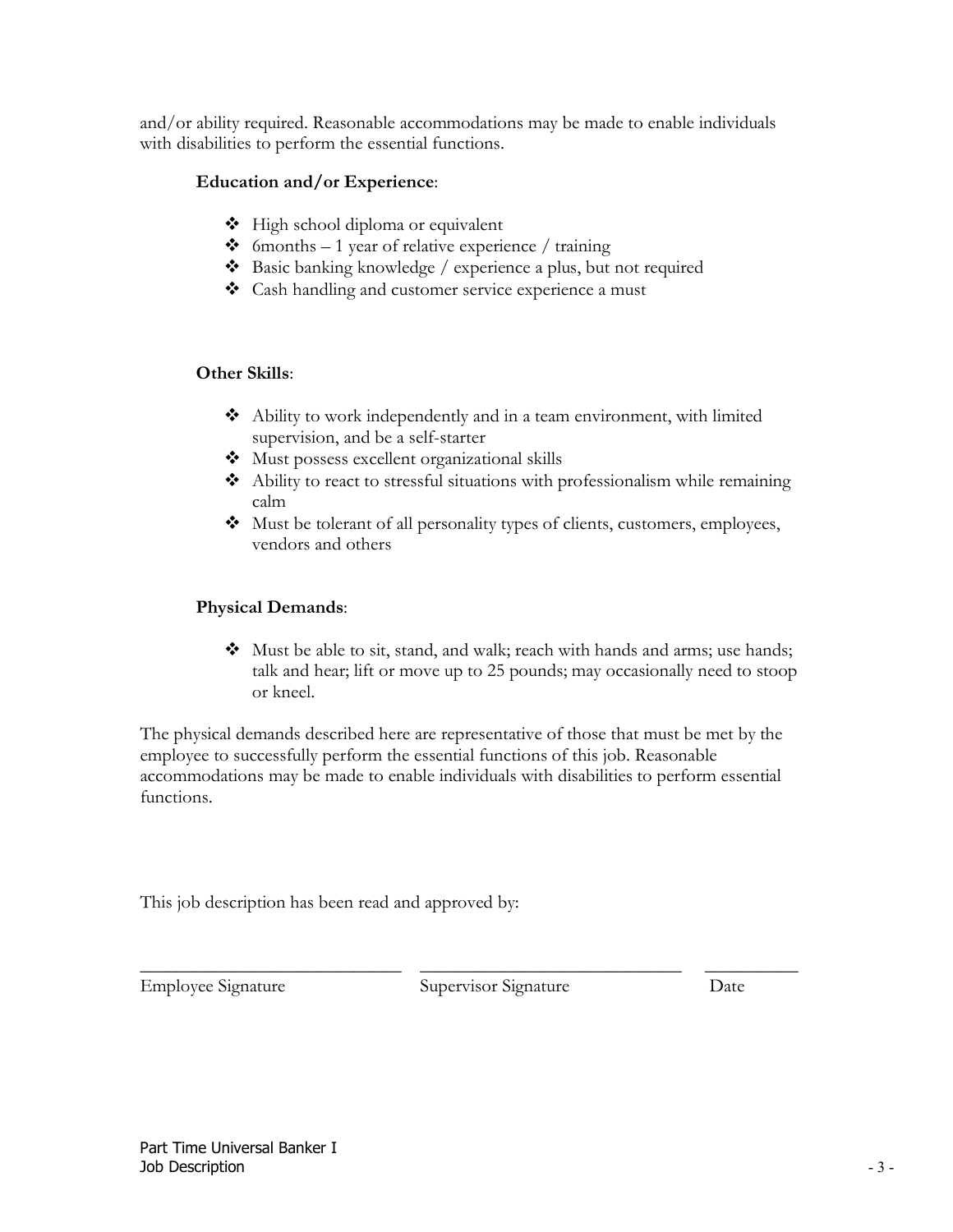and/or ability required. Reasonable accommodations may be made to enable individuals with disabilities to perform the essential functions.

**Education and/or Experience**:

- High school diploma or equivalent
- 6months – 1 year of relative experience / training
- Basic banking knowledge / experience a plus, but not required
- Cash handling and customer service experience a must

**Other Skills**:

- Ability to work independently and in a team environment, with limited supervision, and be a self-starter
- Must possess excellent organizational skills
- Ability to react to stressful situations with professionalism while remaining calm
- Must be tolerant of all personality types of clients, customers, employees, vendors and others

**Physical Demands**:

- Must be able to sit, stand, and walk; reach with hands and arms; use hands; talk and hear; lift or move up to 25 pounds; may occasionally need to stoop or kneel.

The physical demands described here are representative of those that must be met by the employee to successfully perform the essential functions of this job. Reasonable accommodations may be made to enable individuals with disabilities to perform essential functions.

This job description has been read and approved by:

| | | |
|---|---|---|
| ______________________________ | ______________________________ | __________ |
| Employee Signature | Supervisor Signature | Date |